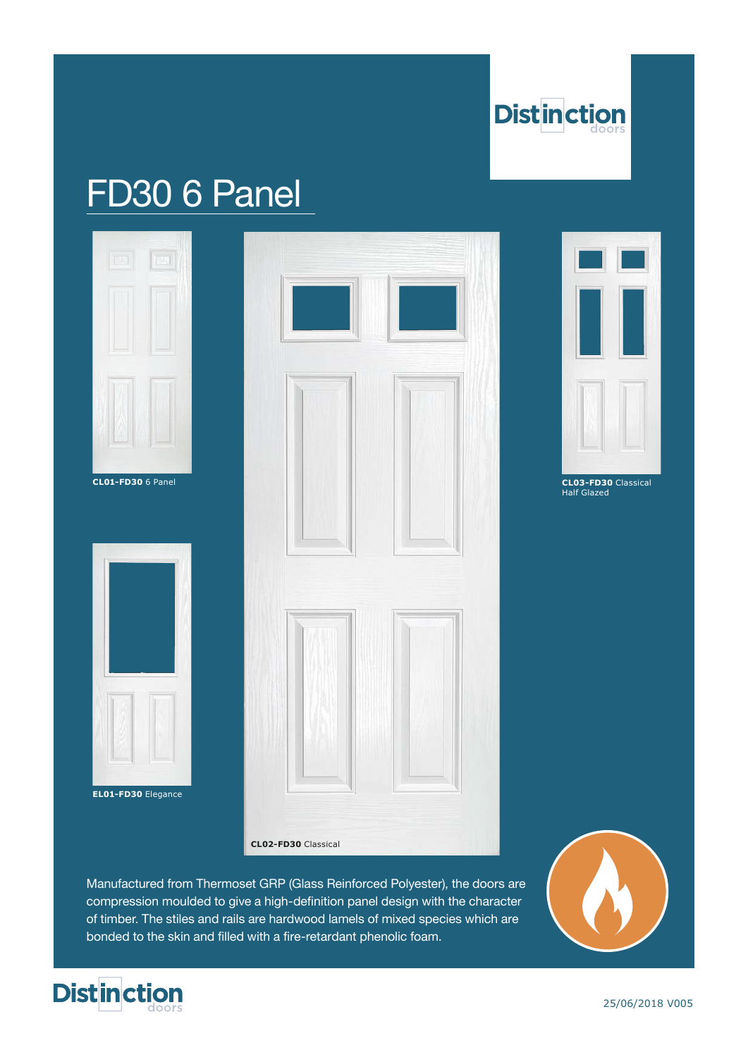# FD30 6 Panel

**CL01-FD30** 6 Panel

**CL03-FD30** Classical Half Glazed

**EL01-FD30** Elegance

**CL02-FD30** Classical

Manufactured from Thermoset GRP (Glass Reinforced Polyester), the doors are compression moulded to give a high-definition panel design with the character of timber. The stiles and rails are hardwood lamels of mixed species which are bonded to the skin and filled with a fire-retardant phenolic foam.

25/06/2018 V005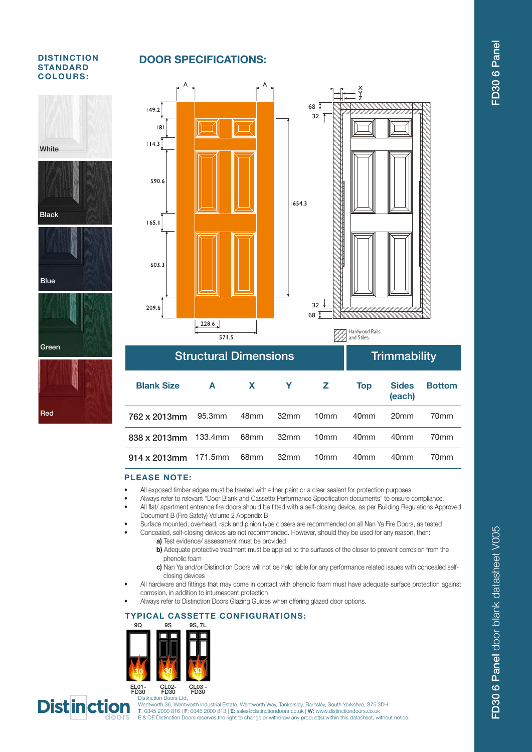**DISTINCTION STANDARD COLOURS:**

White

Black

Blue

Green

Red

## DOOR SPECIFICATIONS:

A
A
149.2
181
114.3
590.6
165.1
603.3
209.6
228.6
571.5
1654.3
68
32
32
68
X
Y
Z

Hardwood Rails and Stiles

| Structural Dimensions | | | | | Trimmability | | |
|---|---|---|---|---|---|---|---|
| Blank Size | A | X | Y | Z | Top | Sides (each) | Bottom |
| 762 x 2013mm | 95.3mm | 48mm | 32mm | 10mm | 40mm | 20mm | 70mm |
| 838 x 2013mm | 133.4mm | 68mm | 32mm | 10mm | 40mm | 40mm | 70mm |
| 914 x 2013mm | 171.5mm | 68mm | 32mm | 10mm | 40mm | 40mm | 70mm |

### PLEASE NOTE:

- All exposed timber edges must be treated with either paint or a clear sealant for protection purposes
- Always refer to relevant "Door Blank and Cassette Performance Specification documents" to ensure compliance.
- All flat/ apartment entrance fire doors should be fitted with a self-closing device, as per Building Regulations Approved Document B (Fire Safety) Volume 2 Appendix B
- Surface mounted, overhead, rack and pinion type closers are recommended on all Nan Ya Fire Doors, as tested
- Concealed, self-closing devices are not recommended. However, should they be used for any reason, then:
  - **a)** Test evidence/ assessment must be provided
  - **b)** Adequate protective treatment must be applied to the surfaces of the closer to prevent corrosion from the phenolic foam
  - **c)** Nan Ya and/or Distinction Doors will not be held liable for any performance related issues with concealed self-closing devices
- All hardware and fittings that may come in contact with phenolic foam must have adequate surface protection against corrosion, in addition to intumescent protection
- Always refer to Distinction Doors Glazing Guides when offering glazed door options.

### TYPICAL CASSETTE CONFIGURATIONS:

9Q — EL01-FD30
9S — CL02-FD30
9S, 7L — CL03 - FD30

Distinction Doors Ltd,
Wentworth 36, Wentworth Industrial Estate, Wentworth Way, Tankersley, Barnsley, South Yorkshire, S75 3DH
T: 0345 2000 816 | F: 0345 2000 813 | E: sales@distinctiondoors.co.uk | W: www.distinctiondoors.co.uk
E & OE Distinction Doors reserves the right to change or withdraw any product(s) within this datasheet, without notice.

**FD30 6 Panel** door blank datasheet V005